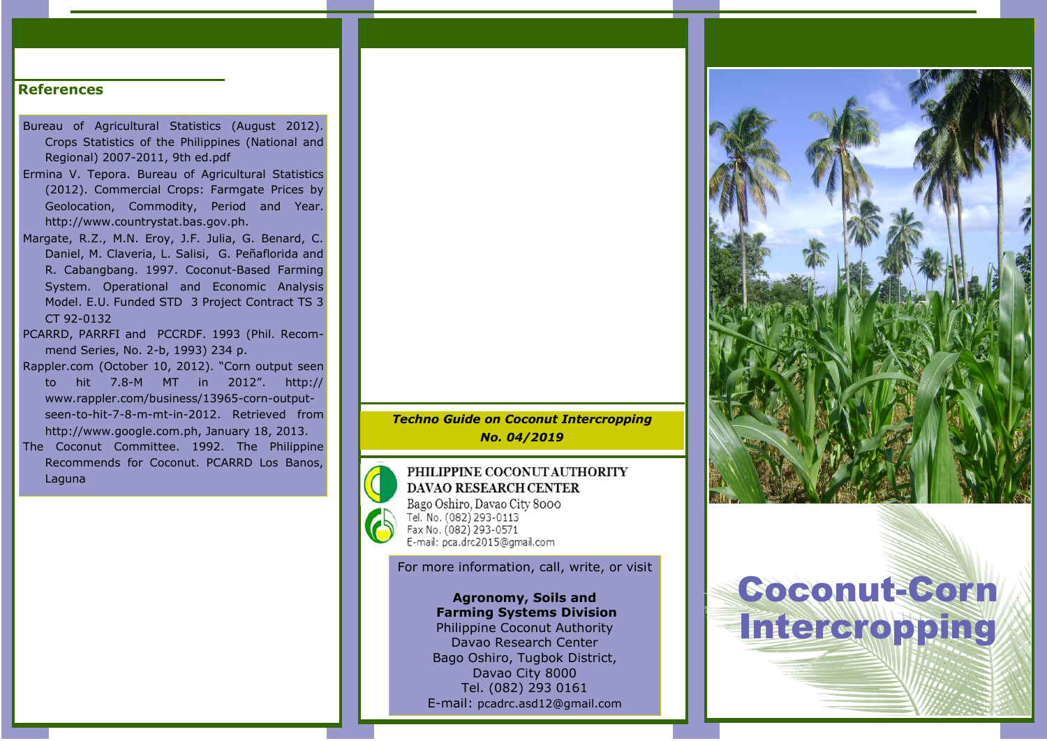## References

Bureau of Agricultural Statistics (August 2012). Crops Statistics of the Philippines (National and Regional) 2007-2011, 9th ed.pdf

Ermina V. Tepora. Bureau of Agricultural Statistics (2012). Commercial Crops: Farmgate Prices by Geolocation, Commodity, Period and Year. http://www.countrystat.bas.gov.ph.

Margate, R.Z., M.N. Eroy, J.F. Julia, G. Benard, C. Daniel, M. Claveria, L. Salisi, G. Peñaflorida and R. Cabangbang. 1997. Coconut-Based Farming System. Operational and Economic Analysis Model. E.U. Funded STD 3 Project Contract TS 3 CT 92-0132

PCARRD, PARRFI and PCCRDF. 1993 (Phil. Recommend Series, No. 2-b, 1993) 234 p.

Rappler.com (October 10, 2012). "Corn output seen to hit 7.8-M MT in 2012". http://www.rappler.com/business/13965-corn-output-seen-to-hit-7-8-m-mt-in-2012. Retrieved from http://www.google.com.ph, January 18, 2013.

The Coconut Committee. 1992. The Philippine Recommends for Coconut. PCARRD Los Banos, Laguna

***Techno Guide on Coconut Intercropping***
***No. 04/2019***

PHILIPPINE COCONUT AUTHORITY
DAVAO RESEARCH CENTER
Bago Oshiro, Davao City 8000
Tel. No. (082) 293-0113
Fax No. (082) 293-0571
E-mail: pca.drc2015@gmail.com

For more information, call, write, or visit

**Agronomy, Soils and Farming Systems Division**
Philippine Coconut Authority
Davao Research Center
Bago Oshiro, Tugbok District,
Davao City 8000
Tel. (082) 293 0161
E-mail: pcadrc.asd12@gmail.com

# Coconut-Corn Intercropping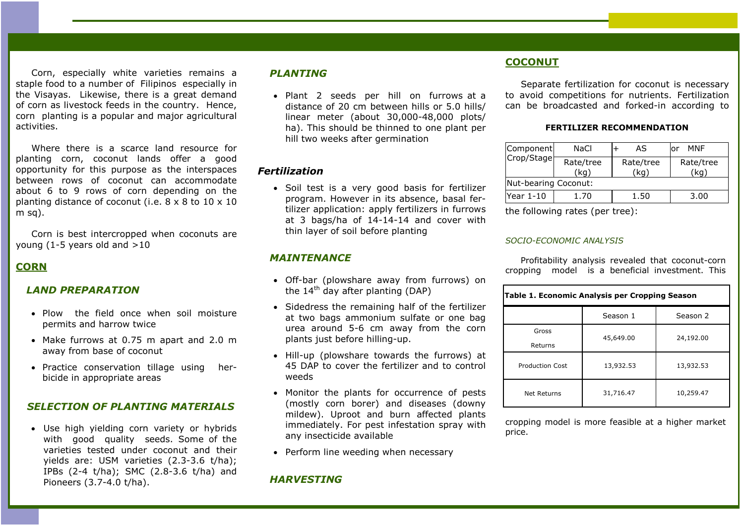Corn, especially white varieties remains a staple food to a number of Filipinos especially in the Visayas. Likewise, there is a great demand of corn as livestock feeds in the country. Hence, corn planting is a popular and major agricultural activities.

Where there is a scarce land resource for planting corn, coconut lands offer a good opportunity for this purpose as the interspaces between rows of coconut can accommodate about 6 to 9 rows of corn depending on the planting distance of coconut (i.e. 8 x 8 to 10 x 10 m sq).

Corn is best intercropped when coconuts are young (1-5 years old and >10

## CORN

### LAND PREPARATION

- Plow the field once when soil moisture permits and harrow twice
- Make furrows at 0.75 m apart and 2.0 m away from base of coconut
- Practice conservation tillage using herbicide in appropriate areas

### SELECTION OF PLANTING MATERIALS

- Use high yielding corn variety or hybrids with good quality seeds. Some of the varieties tested under coconut and their yields are: USM varieties (2.3-3.6 t/ha); IPBs (2-4 t/ha); SMC (2.8-3.6 t/ha) and Pioneers (3.7-4.0 t/ha).

### PLANTING

- Plant 2 seeds per hill on furrows at a distance of 20 cm between hills or 5.0 hills/linear meter (about 30,000-48,000 plots/ha). This should be thinned to one plant per hill two weeks after germination

### Fertilization

- Soil test is a very good basis for fertilizer program. However in its absence, basal fertilizer application: apply fertilizers in furrows at 3 bags/ha of 14-14-14 and cover with thin layer of soil before planting

### MAINTENANCE

- Off-bar (plowshare away from furrows) on the 14th day after planting (DAP)
- Sidedress the remaining half of the fertilizer at two bags ammonium sulfate or one bag urea around 5-6 cm away from the corn plants just before hilling-up.
- Hill-up (plowshare towards the furrows) at 45 DAP to cover the fertilizer and to control weeds
- Monitor the plants for occurrence of pests (mostly corn borer) and diseases (downy mildew). Uproot and burn affected plants immediately. For pest infestation spray with any insecticide available
- Perform line weeding when necessary

### HARVESTING

## COCONUT

Separate fertilization for coconut is necessary to avoid competitions for nutrients. Fertilization can be broadcasted and forked-in according to the following rates (per tree):

**FERTILIZER RECOMMENDATION**

| Component Crop/Stage | NaCl | + AS | or MNF |
|---|---|---|---|
| | Rate/tree (kg) | Rate/tree (kg) | Rate/tree (kg) |
| Nut-bearing Coconut: | | | |
| Year 1-10 | 1.70 | 1.50 | 3.00 |

*SOCIO-ECONOMIC ANALYSIS*

Profitability analysis revealed that coconut-corn cropping model is a beneficial investment. This cropping model is more feasible at a higher market price.

**Table 1. Economic Analysis per Cropping Season**

| | Season 1 | Season 2 |
|---|---|---|
| Gross Returns | 45,649.00 | 24,192.00 |
| Production Cost | 13,932.53 | 13,932.53 |
| Net Returns | 31,716.47 | 10,259.47 |